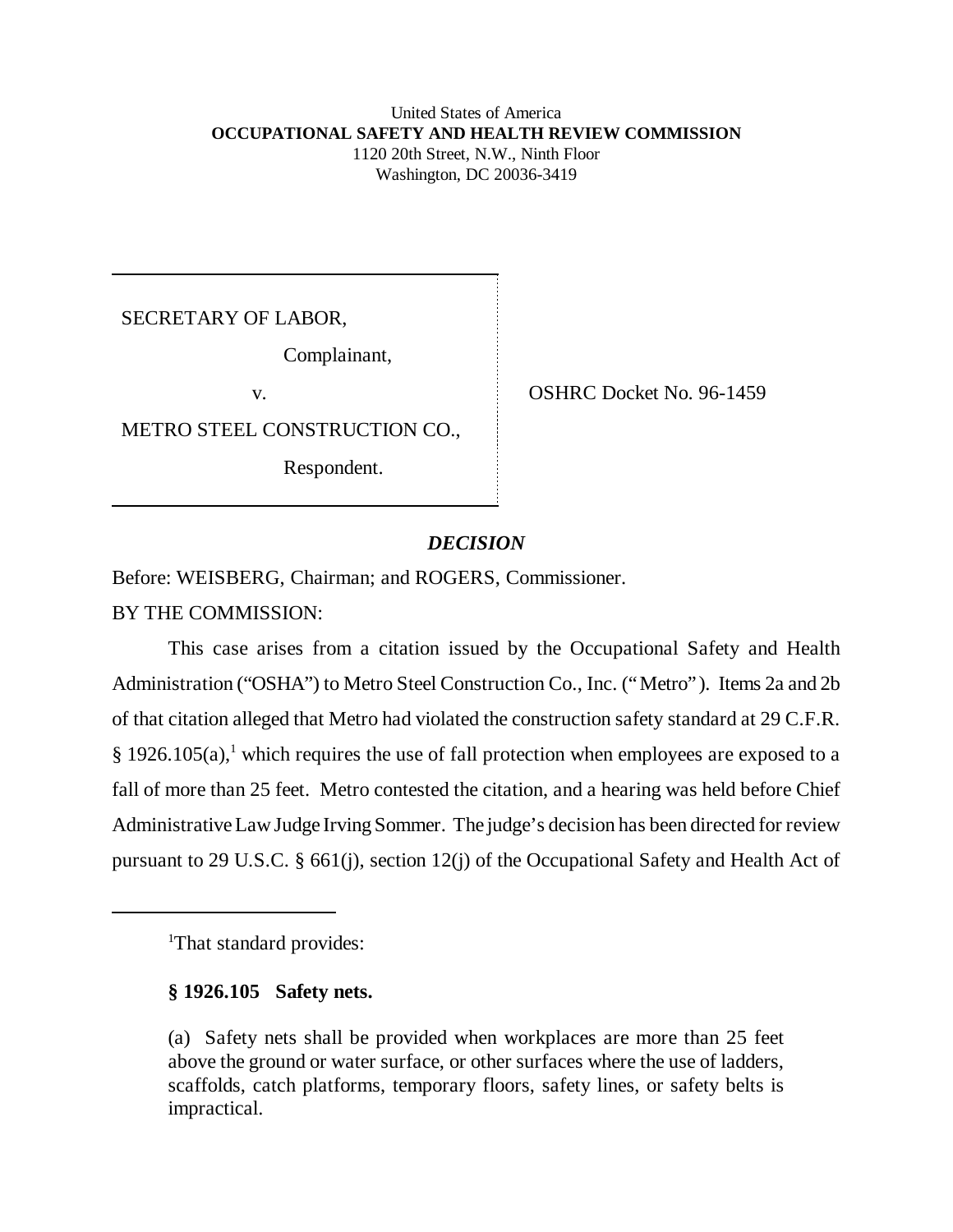United States of America
**OCCUPATIONAL SAFETY AND HEALTH REVIEW COMMISSION**
1120 20th Street, N.W., Ninth Floor
Washington, DC 20036-3419

| | |
|---|---|
| SECRETARY OF LABOR,<br><br>Complainant,<br><br>v.<br><br>METRO STEEL CONSTRUCTION CO.,<br><br>Respondent. | OSHRC Docket No. 96-1459 |

***DECISION***

Before: WEISBERG, Chairman; and ROGERS, Commissioner.

BY THE COMMISSION:

This case arises from a citation issued by the Occupational Safety and Health Administration ("OSHA") to Metro Steel Construction Co., Inc. ("Metro"). Items 2a and 2b of that citation alleged that Metro had violated the construction safety standard at 29 C.F.R. § 1926.105(a),[1] which requires the use of fall protection when employees are exposed to a fall of more than 25 feet. Metro contested the citation, and a hearing was held before Chief Administrative Law Judge Irving Sommer. The judge's decision has been directed for review pursuant to 29 U.S.C. § 661(j), section 12(j) of the Occupational Safety and Health Act of

---

[1]That standard provides:

**§ 1926.105 Safety nets.**

(a) Safety nets shall be provided when workplaces are more than 25 feet above the ground or water surface, or other surfaces where the use of ladders, scaffolds, catch platforms, temporary floors, safety lines, or safety belts is impractical.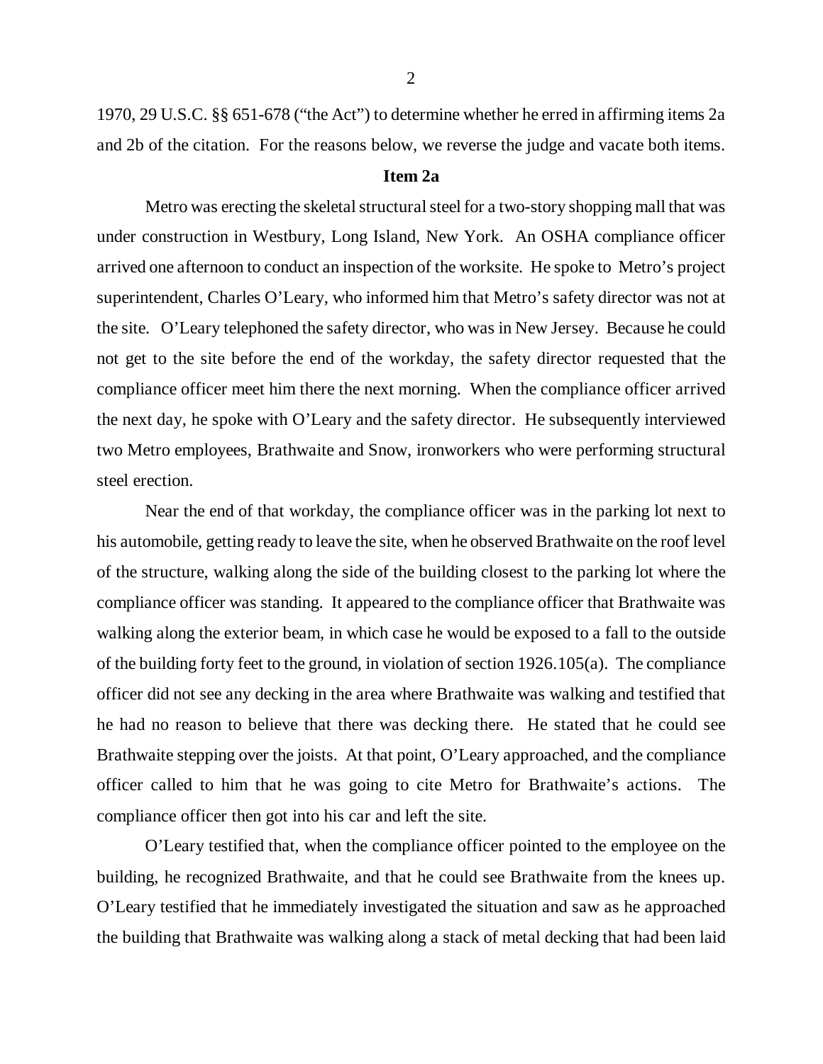1970, 29 U.S.C. §§ 651-678 ("the Act") to determine whether he erred in affirming items 2a and 2b of the citation. For the reasons below, we reverse the judge and vacate both items.

## Item 2a

Metro was erecting the skeletal structural steel for a two-story shopping mall that was under construction in Westbury, Long Island, New York. An OSHA compliance officer arrived one afternoon to conduct an inspection of the worksite. He spoke to Metro's project superintendent, Charles O'Leary, who informed him that Metro's safety director was not at the site. O'Leary telephoned the safety director, who was in New Jersey. Because he could not get to the site before the end of the workday, the safety director requested that the compliance officer meet him there the next morning. When the compliance officer arrived the next day, he spoke with O'Leary and the safety director. He subsequently interviewed two Metro employees, Brathwaite and Snow, ironworkers who were performing structural steel erection.

Near the end of that workday, the compliance officer was in the parking lot next to his automobile, getting ready to leave the site, when he observed Brathwaite on the roof level of the structure, walking along the side of the building closest to the parking lot where the compliance officer was standing. It appeared to the compliance officer that Brathwaite was walking along the exterior beam, in which case he would be exposed to a fall to the outside of the building forty feet to the ground, in violation of section 1926.105(a). The compliance officer did not see any decking in the area where Brathwaite was walking and testified that he had no reason to believe that there was decking there. He stated that he could see Brathwaite stepping over the joists. At that point, O'Leary approached, and the compliance officer called to him that he was going to cite Metro for Brathwaite's actions. The compliance officer then got into his car and left the site.

O'Leary testified that, when the compliance officer pointed to the employee on the building, he recognized Brathwaite, and that he could see Brathwaite from the knees up. O'Leary testified that he immediately investigated the situation and saw as he approached the building that Brathwaite was walking along a stack of metal decking that had been laid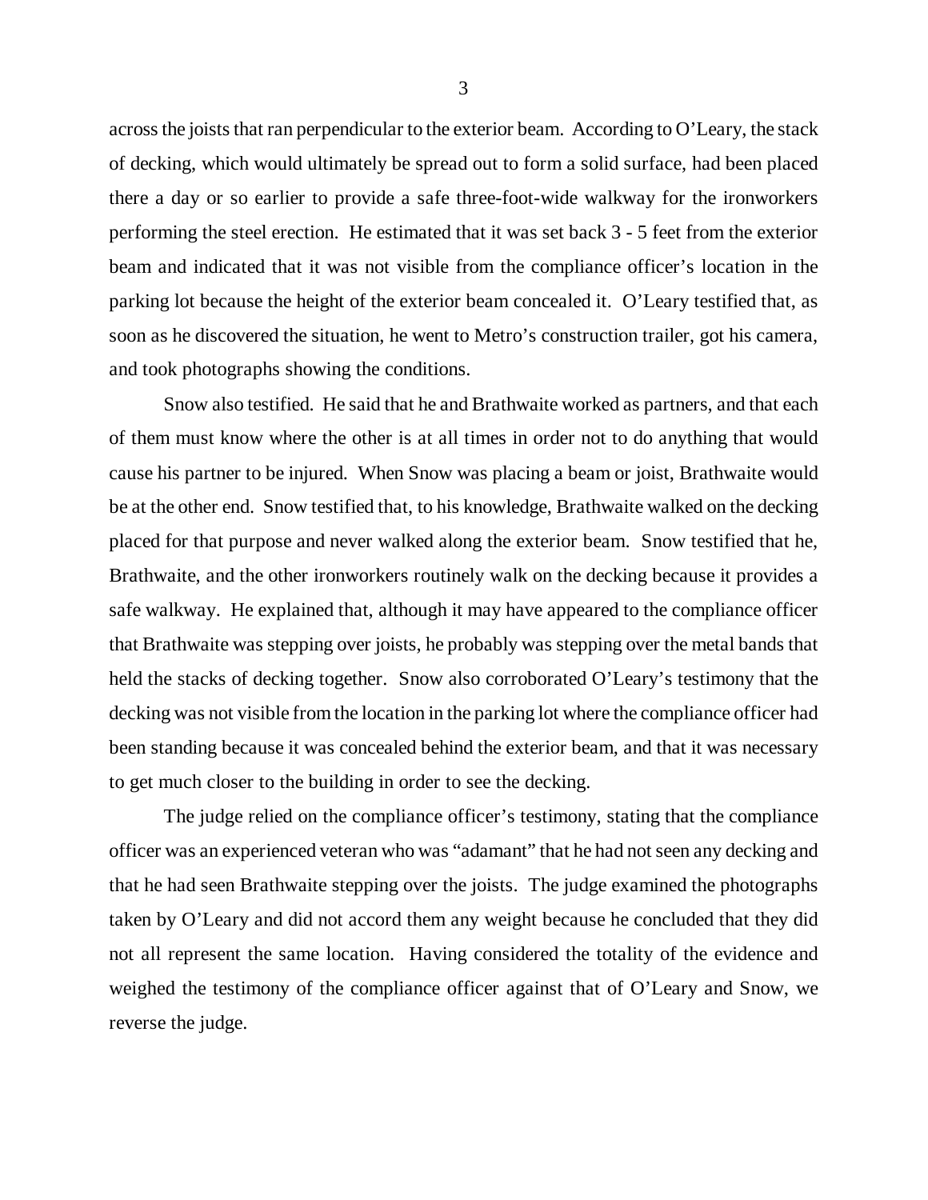across the joists that ran perpendicular to the exterior beam. According to O'Leary, the stack of decking, which would ultimately be spread out to form a solid surface, had been placed there a day or so earlier to provide a safe three-foot-wide walkway for the ironworkers performing the steel erection. He estimated that it was set back 3 - 5 feet from the exterior beam and indicated that it was not visible from the compliance officer's location in the parking lot because the height of the exterior beam concealed it. O'Leary testified that, as soon as he discovered the situation, he went to Metro's construction trailer, got his camera, and took photographs showing the conditions.

Snow also testified. He said that he and Brathwaite worked as partners, and that each of them must know where the other is at all times in order not to do anything that would cause his partner to be injured. When Snow was placing a beam or joist, Brathwaite would be at the other end. Snow testified that, to his knowledge, Brathwaite walked on the decking placed for that purpose and never walked along the exterior beam. Snow testified that he, Brathwaite, and the other ironworkers routinely walk on the decking because it provides a safe walkway. He explained that, although it may have appeared to the compliance officer that Brathwaite was stepping over joists, he probably was stepping over the metal bands that held the stacks of decking together. Snow also corroborated O'Leary's testimony that the decking was not visible from the location in the parking lot where the compliance officer had been standing because it was concealed behind the exterior beam, and that it was necessary to get much closer to the building in order to see the decking.

The judge relied on the compliance officer's testimony, stating that the compliance officer was an experienced veteran who was "adamant" that he had not seen any decking and that he had seen Brathwaite stepping over the joists. The judge examined the photographs taken by O'Leary and did not accord them any weight because he concluded that they did not all represent the same location. Having considered the totality of the evidence and weighed the testimony of the compliance officer against that of O'Leary and Snow, we reverse the judge.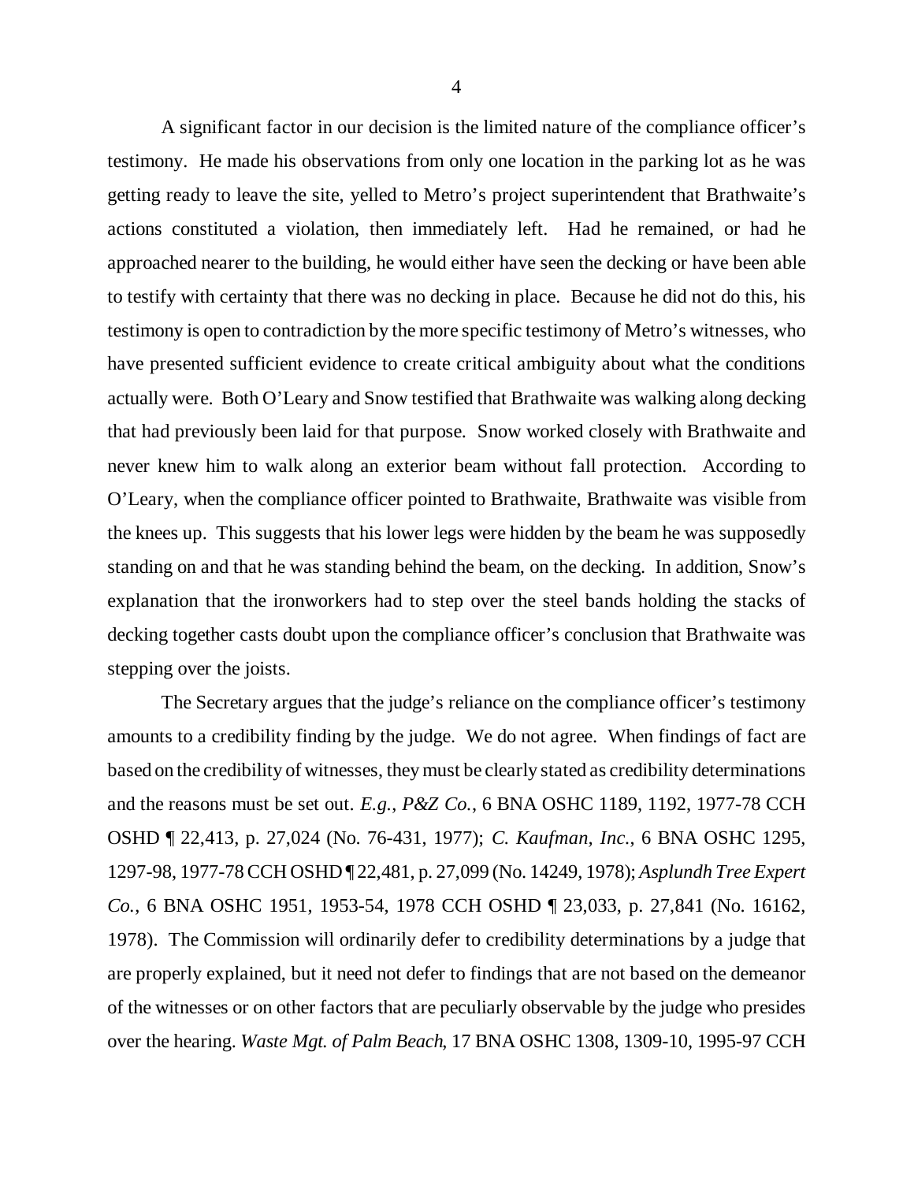A significant factor in our decision is the limited nature of the compliance officer's testimony. He made his observations from only one location in the parking lot as he was getting ready to leave the site, yelled to Metro's project superintendent that Brathwaite's actions constituted a violation, then immediately left. Had he remained, or had he approached nearer to the building, he would either have seen the decking or have been able to testify with certainty that there was no decking in place. Because he did not do this, his testimony is open to contradiction by the more specific testimony of Metro's witnesses, who have presented sufficient evidence to create critical ambiguity about what the conditions actually were. Both O'Leary and Snow testified that Brathwaite was walking along decking that had previously been laid for that purpose. Snow worked closely with Brathwaite and never knew him to walk along an exterior beam without fall protection. According to O'Leary, when the compliance officer pointed to Brathwaite, Brathwaite was visible from the knees up. This suggests that his lower legs were hidden by the beam he was supposedly standing on and that he was standing behind the beam, on the decking. In addition, Snow's explanation that the ironworkers had to step over the steel bands holding the stacks of decking together casts doubt upon the compliance officer's conclusion that Brathwaite was stepping over the joists.

The Secretary argues that the judge's reliance on the compliance officer's testimony amounts to a credibility finding by the judge. We do not agree. When findings of fact are based on the credibility of witnesses, they must be clearly stated as credibility determinations and the reasons must be set out. *E.g.*, *P&Z Co.*, 6 BNA OSHC 1189, 1192, 1977-78 CCH OSHD ¶ 22,413, p. 27,024 (No. 76-431, 1977); *C. Kaufman, Inc.*, 6 BNA OSHC 1295, 1297-98, 1977-78 CCH OSHD ¶ 22,481, p. 27,099 (No. 14249, 1978); *Asplundh Tree Expert Co.*, 6 BNA OSHC 1951, 1953-54, 1978 CCH OSHD ¶ 23,033, p. 27,841 (No. 16162, 1978). The Commission will ordinarily defer to credibility determinations by a judge that are properly explained, but it need not defer to findings that are not based on the demeanor of the witnesses or on other factors that are peculiarly observable by the judge who presides over the hearing. *Waste Mgt. of Palm Beach*, 17 BNA OSHC 1308, 1309-10, 1995-97 CCH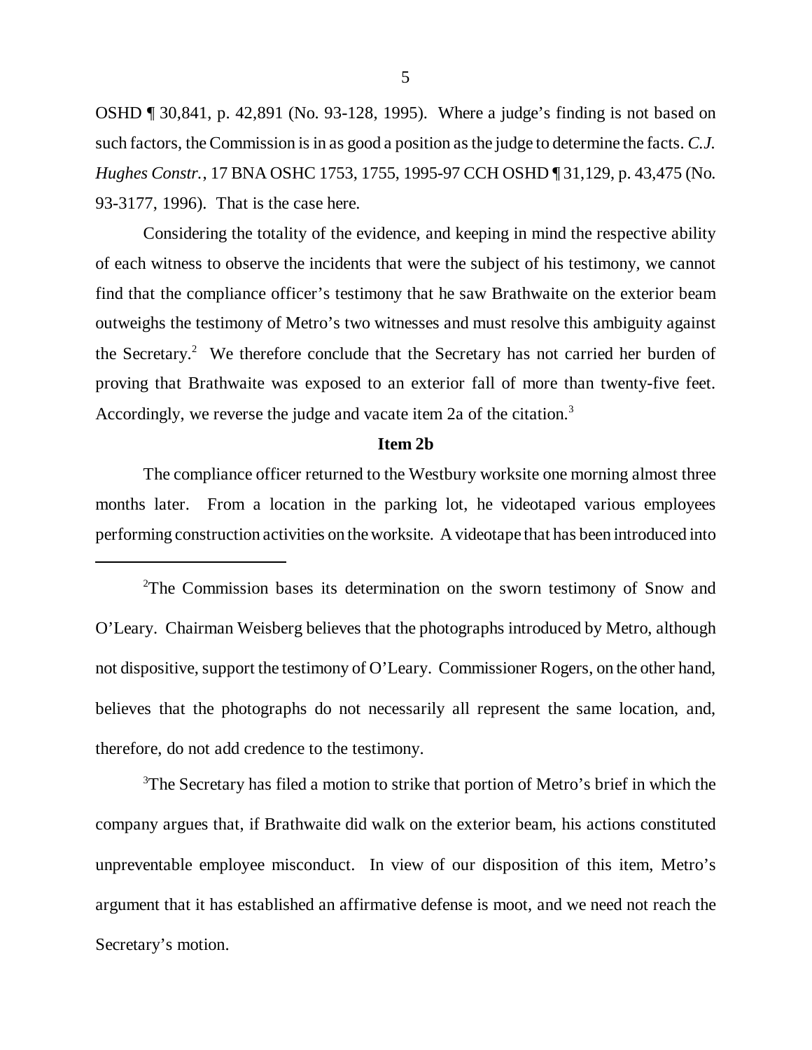OSHD ¶ 30,841, p. 42,891 (No. 93-128, 1995). Where a judge's finding is not based on such factors, the Commission is in as good a position as the judge to determine the facts. *C.J. Hughes Constr.*, 17 BNA OSHC 1753, 1755, 1995-97 CCH OSHD ¶ 31,129, p. 43,475 (No. 93-3177, 1996). That is the case here.

Considering the totality of the evidence, and keeping in mind the respective ability of each witness to observe the incidents that were the subject of his testimony, we cannot find that the compliance officer's testimony that he saw Brathwaite on the exterior beam outweighs the testimony of Metro's two witnesses and must resolve this ambiguity against the Secretary.[2] We therefore conclude that the Secretary has not carried her burden of proving that Brathwaite was exposed to an exterior fall of more than twenty-five feet. Accordingly, we reverse the judge and vacate item 2a of the citation.[3]

**Item 2b**

The compliance officer returned to the Westbury worksite one morning almost three months later. From a location in the parking lot, he videotaped various employees performing construction activities on the worksite. A videotape that has been introduced into

---

[2]The Commission bases its determination on the sworn testimony of Snow and O'Leary. Chairman Weisberg believes that the photographs introduced by Metro, although not dispositive, support the testimony of O'Leary. Commissioner Rogers, on the other hand, believes that the photographs do not necessarily all represent the same location, and, therefore, do not add credence to the testimony.

[3]The Secretary has filed a motion to strike that portion of Metro's brief in which the company argues that, if Brathwaite did walk on the exterior beam, his actions constituted unpreventable employee misconduct. In view of our disposition of this item, Metro's argument that it has established an affirmative defense is moot, and we need not reach the Secretary's motion.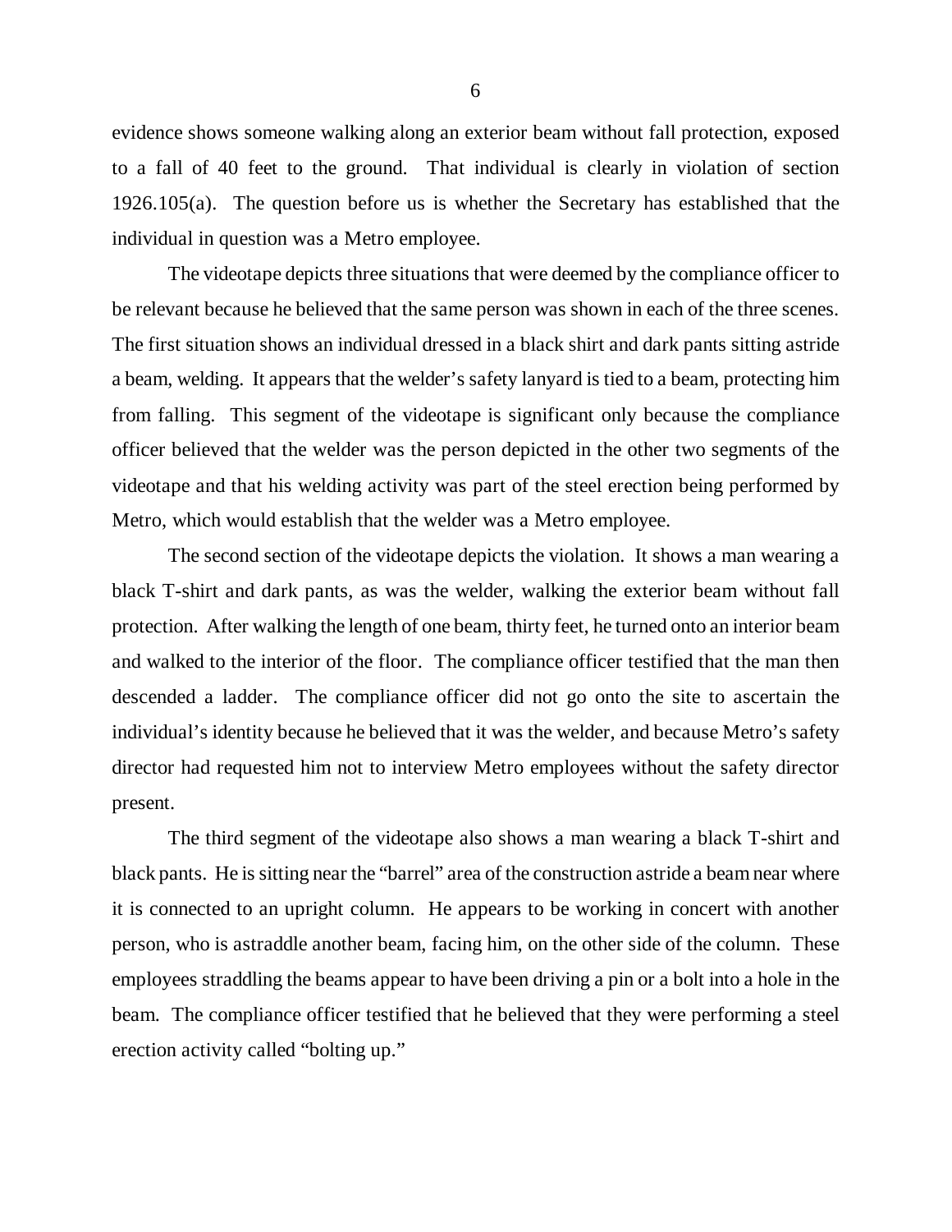evidence shows someone walking along an exterior beam without fall protection, exposed to a fall of 40 feet to the ground. That individual is clearly in violation of section 1926.105(a). The question before us is whether the Secretary has established that the individual in question was a Metro employee.

The videotape depicts three situations that were deemed by the compliance officer to be relevant because he believed that the same person was shown in each of the three scenes. The first situation shows an individual dressed in a black shirt and dark pants sitting astride a beam, welding. It appears that the welder's safety lanyard is tied to a beam, protecting him from falling. This segment of the videotape is significant only because the compliance officer believed that the welder was the person depicted in the other two segments of the videotape and that his welding activity was part of the steel erection being performed by Metro, which would establish that the welder was a Metro employee.

The second section of the videotape depicts the violation. It shows a man wearing a black T-shirt and dark pants, as was the welder, walking the exterior beam without fall protection. After walking the length of one beam, thirty feet, he turned onto an interior beam and walked to the interior of the floor. The compliance officer testified that the man then descended a ladder. The compliance officer did not go onto the site to ascertain the individual's identity because he believed that it was the welder, and because Metro's safety director had requested him not to interview Metro employees without the safety director present.

The third segment of the videotape also shows a man wearing a black T-shirt and black pants. He is sitting near the "barrel" area of the construction astride a beam near where it is connected to an upright column. He appears to be working in concert with another person, who is astraddle another beam, facing him, on the other side of the column. These employees straddling the beams appear to have been driving a pin or a bolt into a hole in the beam. The compliance officer testified that he believed that they were performing a steel erection activity called "bolting up."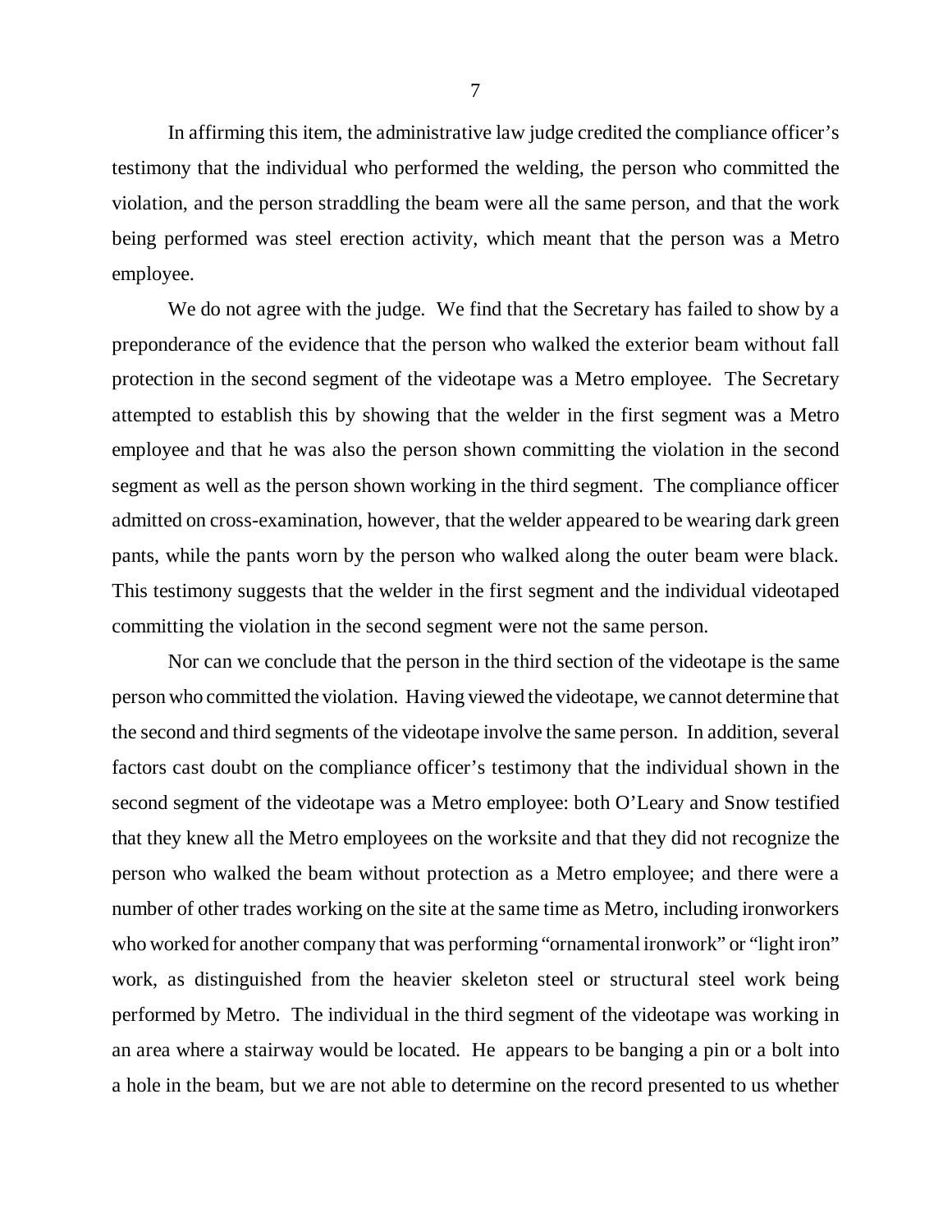In affirming this item, the administrative law judge credited the compliance officer's testimony that the individual who performed the welding, the person who committed the violation, and the person straddling the beam were all the same person, and that the work being performed was steel erection activity, which meant that the person was a Metro employee.

We do not agree with the judge. We find that the Secretary has failed to show by a preponderance of the evidence that the person who walked the exterior beam without fall protection in the second segment of the videotape was a Metro employee. The Secretary attempted to establish this by showing that the welder in the first segment was a Metro employee and that he was also the person shown committing the violation in the second segment as well as the person shown working in the third segment. The compliance officer admitted on cross-examination, however, that the welder appeared to be wearing dark green pants, while the pants worn by the person who walked along the outer beam were black. This testimony suggests that the welder in the first segment and the individual videotaped committing the violation in the second segment were not the same person.

Nor can we conclude that the person in the third section of the videotape is the same person who committed the violation. Having viewed the videotape, we cannot determine that the second and third segments of the videotape involve the same person. In addition, several factors cast doubt on the compliance officer's testimony that the individual shown in the second segment of the videotape was a Metro employee: both O'Leary and Snow testified that they knew all the Metro employees on the worksite and that they did not recognize the person who walked the beam without protection as a Metro employee; and there were a number of other trades working on the site at the same time as Metro, including ironworkers who worked for another company that was performing "ornamental ironwork" or "light iron" work, as distinguished from the heavier skeleton steel or structural steel work being performed by Metro. The individual in the third segment of the videotape was working in an area where a stairway would be located. He appears to be banging a pin or a bolt into a hole in the beam, but we are not able to determine on the record presented to us whether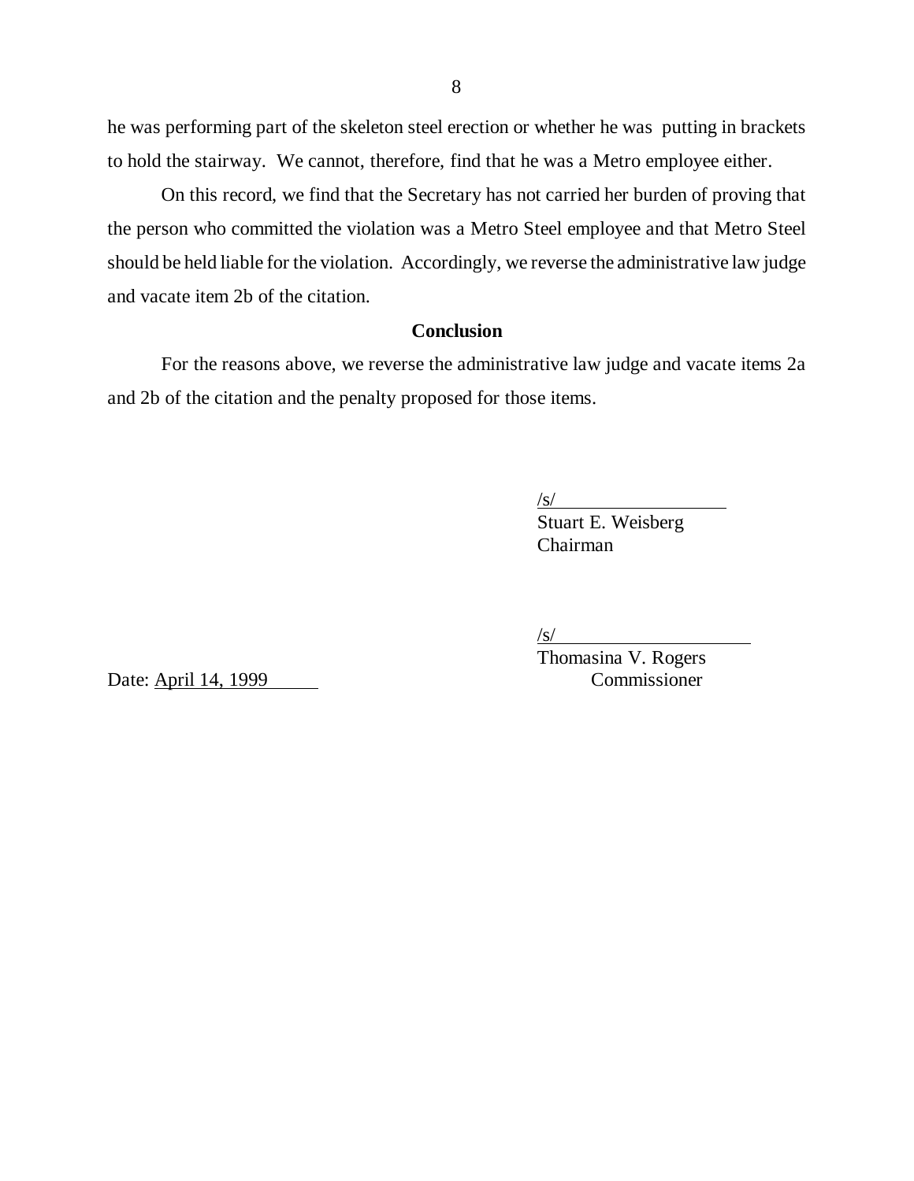he was performing part of the skeleton steel erection or whether he was putting in brackets to hold the stairway. We cannot, therefore, find that he was a Metro employee either.

On this record, we find that the Secretary has not carried her burden of proving that the person who committed the violation was a Metro Steel employee and that Metro Steel should be held liable for the violation. Accordingly, we reverse the administrative law judge and vacate item 2b of the citation.

## Conclusion

For the reasons above, we reverse the administrative law judge and vacate items 2a and 2b of the citation and the penalty proposed for those items.

/s/
Stuart E. Weisberg
Chairman

/s/
Thomasina V. Rogers
Commissioner

Date: April 14, 1999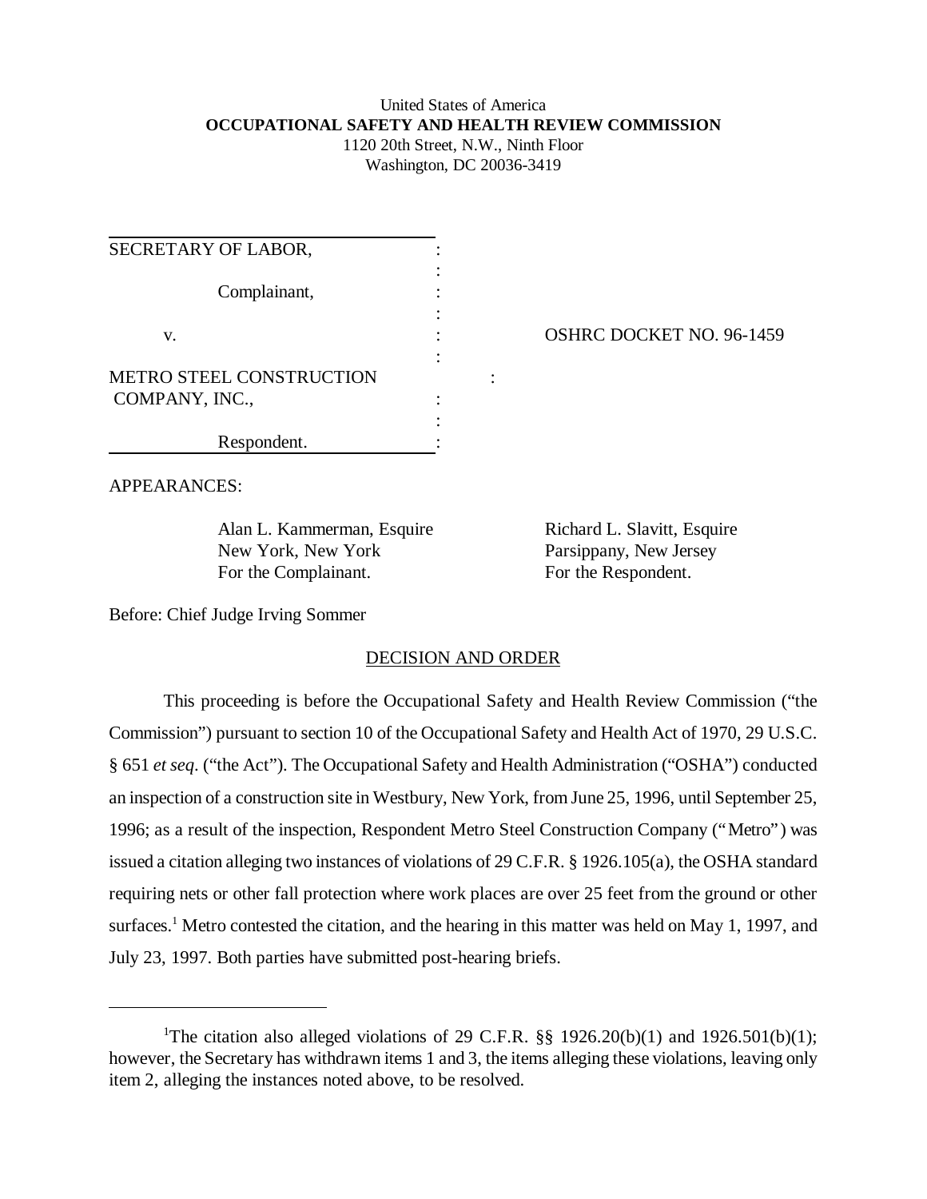United States of America
**OCCUPATIONAL SAFETY AND HEALTH REVIEW COMMISSION**
1120 20th Street, N.W., Ninth Floor
Washington, DC 20036-3419

| | |
|---|---|
| SECRETARY OF LABOR, Complainant, | |
| v. | OSHRC DOCKET NO. 96-1459 |
| METRO STEEL CONSTRUCTION COMPANY, INC., Respondent. | |

APPEARANCES:

Alan L. Kammerman, Esquire
New York, New York
For the Complainant.

Richard L. Slavitt, Esquire
Parsippany, New Jersey
For the Respondent.

Before: Chief Judge Irving Sommer

## DECISION AND ORDER

This proceeding is before the Occupational Safety and Health Review Commission ("the Commission") pursuant to section 10 of the Occupational Safety and Health Act of 1970, 29 U.S.C. § 651 *et seq*. ("the Act"). The Occupational Safety and Health Administration ("OSHA") conducted an inspection of a construction site in Westbury, New York, from June 25, 1996, until September 25, 1996; as a result of the inspection, Respondent Metro Steel Construction Company ("Metro") was issued a citation alleging two instances of violations of 29 C.F.R. § 1926.105(a), the OSHA standard requiring nets or other fall protection where work places are over 25 feet from the ground or other surfaces.[1] Metro contested the citation, and the hearing in this matter was held on May 1, 1997, and July 23, 1997. Both parties have submitted post-hearing briefs.

[1]The citation also alleged violations of 29 C.F.R. §§ 1926.20(b)(1) and 1926.501(b)(1); however, the Secretary has withdrawn items 1 and 3, the items alleging these violations, leaving only item 2, alleging the instances noted above, to be resolved.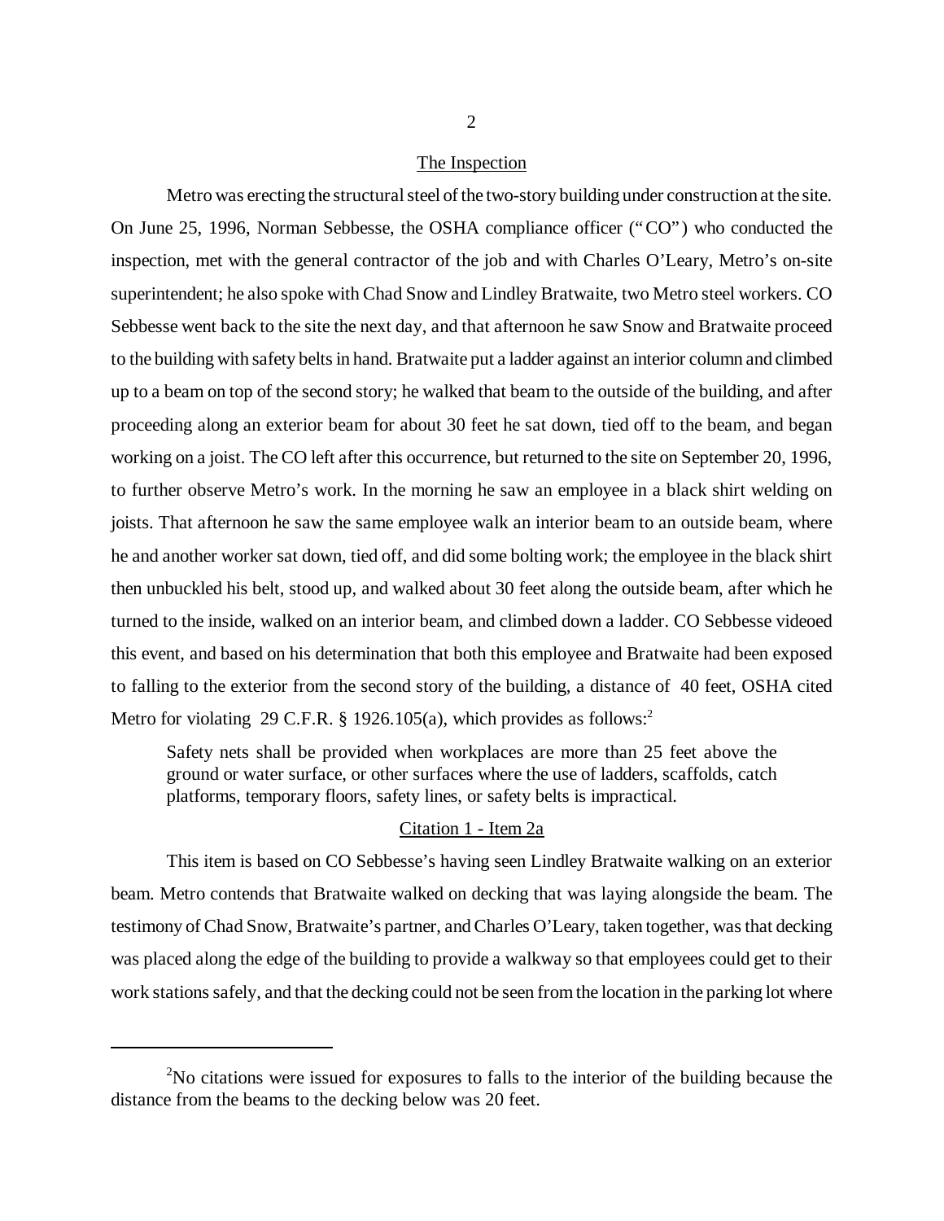## The Inspection

Metro was erecting the structural steel of the two-story building under construction at the site. On June 25, 1996, Norman Sebbesse, the OSHA compliance officer ("CO") who conducted the inspection, met with the general contractor of the job and with Charles O'Leary, Metro's on-site superintendent; he also spoke with Chad Snow and Lindley Bratwaite, two Metro steel workers. CO Sebbesse went back to the site the next day, and that afternoon he saw Snow and Bratwaite proceed to the building with safety belts in hand. Bratwaite put a ladder against an interior column and climbed up to a beam on top of the second story; he walked that beam to the outside of the building, and after proceeding along an exterior beam for about 30 feet he sat down, tied off to the beam, and began working on a joist. The CO left after this occurrence, but returned to the site on September 20, 1996, to further observe Metro's work. In the morning he saw an employee in a black shirt welding on joists. That afternoon he saw the same employee walk an interior beam to an outside beam, where he and another worker sat down, tied off, and did some bolting work; the employee in the black shirt then unbuckled his belt, stood up, and walked about 30 feet along the outside beam, after which he turned to the inside, walked on an interior beam, and climbed down a ladder. CO Sebbesse videoed this event, and based on his determination that both this employee and Bratwaite had been exposed to falling to the exterior from the second story of the building, a distance of 40 feet, OSHA cited Metro for violating 29 C.F.R. § 1926.105(a), which provides as follows:[2]

> Safety nets shall be provided when workplaces are more than 25 feet above the ground or water surface, or other surfaces where the use of ladders, scaffolds, catch platforms, temporary floors, safety lines, or safety belts is impractical.

## Citation 1 - Item 2a

This item is based on CO Sebbesse's having seen Lindley Bratwaite walking on an exterior beam. Metro contends that Bratwaite walked on decking that was laying alongside the beam. The testimony of Chad Snow, Bratwaite's partner, and Charles O'Leary, taken together, was that decking was placed along the edge of the building to provide a walkway so that employees could get to their work stations safely, and that the decking could not be seen from the location in the parking lot where

---

[2]No citations were issued for exposures to falls to the interior of the building because the distance from the beams to the decking below was 20 feet.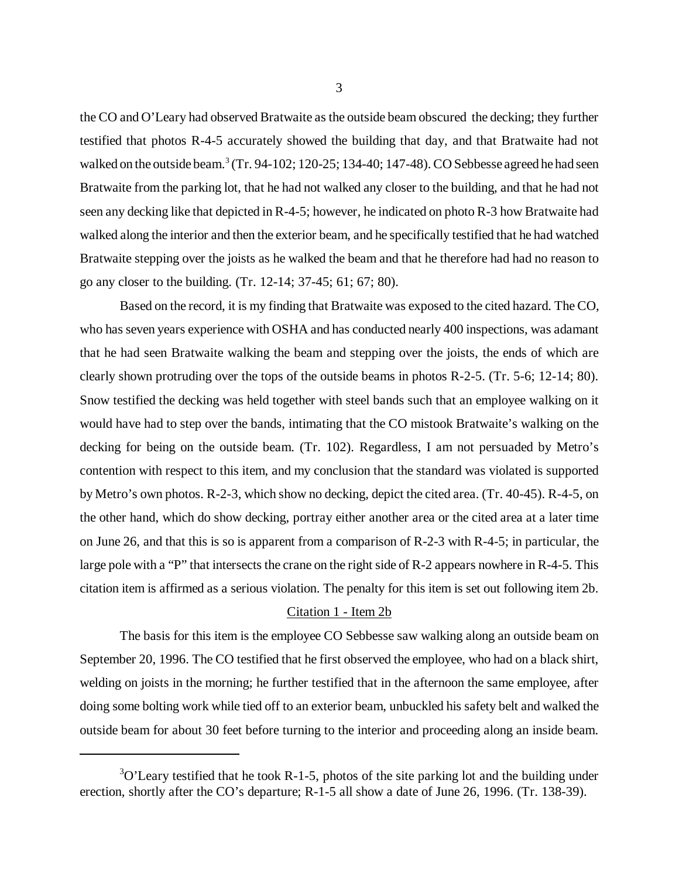the CO and O'Leary had observed Bratwaite as the outside beam obscured the decking; they further testified that photos R-4-5 accurately showed the building that day, and that Bratwaite had not walked on the outside beam.[3] (Tr. 94-102; 120-25; 134-40; 147-48). CO Sebbesse agreed he had seen Bratwaite from the parking lot, that he had not walked any closer to the building, and that he had not seen any decking like that depicted in R-4-5; however, he indicated on photo R-3 how Bratwaite had walked along the interior and then the exterior beam, and he specifically testified that he had watched Bratwaite stepping over the joists as he walked the beam and that he therefore had had no reason to go any closer to the building. (Tr. 12-14; 37-45; 61; 67; 80).

Based on the record, it is my finding that Bratwaite was exposed to the cited hazard. The CO, who has seven years experience with OSHA and has conducted nearly 400 inspections, was adamant that he had seen Bratwaite walking the beam and stepping over the joists, the ends of which are clearly shown protruding over the tops of the outside beams in photos R-2-5. (Tr. 5-6; 12-14; 80). Snow testified the decking was held together with steel bands such that an employee walking on it would have had to step over the bands, intimating that the CO mistook Bratwaite's walking on the decking for being on the outside beam. (Tr. 102). Regardless, I am not persuaded by Metro's contention with respect to this item, and my conclusion that the standard was violated is supported by Metro's own photos. R-2-3, which show no decking, depict the cited area. (Tr. 40-45). R-4-5, on the other hand, which do show decking, portray either another area or the cited area at a later time on June 26, and that this is so is apparent from a comparison of R-2-3 with R-4-5; in particular, the large pole with a "P" that intersects the crane on the right side of R-2 appears nowhere in R-4-5. This citation item is affirmed as a serious violation. The penalty for this item is set out following item 2b.

## Citation 1 - Item 2b

The basis for this item is the employee CO Sebbesse saw walking along an outside beam on September 20, 1996. The CO testified that he first observed the employee, who had on a black shirt, welding on joists in the morning; he further testified that in the afternoon the same employee, after doing some bolting work while tied off to an exterior beam, unbuckled his safety belt and walked the outside beam for about 30 feet before turning to the interior and proceeding along an inside beam.

---

[3] O'Leary testified that he took R-1-5, photos of the site parking lot and the building under erection, shortly after the CO's departure; R-1-5 all show a date of June 26, 1996. (Tr. 138-39).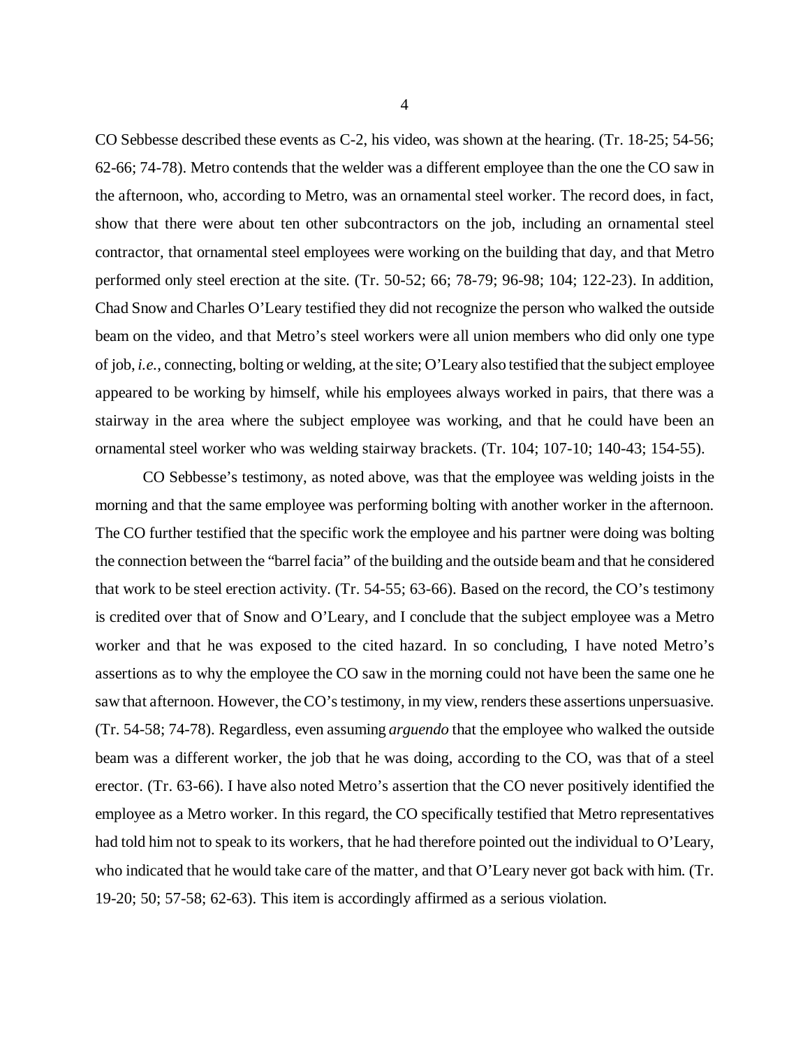CO Sebbesse described these events as C-2, his video, was shown at the hearing. (Tr. 18-25; 54-56; 62-66; 74-78). Metro contends that the welder was a different employee than the one the CO saw in the afternoon, who, according to Metro, was an ornamental steel worker. The record does, in fact, show that there were about ten other subcontractors on the job, including an ornamental steel contractor, that ornamental steel employees were working on the building that day, and that Metro performed only steel erection at the site. (Tr. 50-52; 66; 78-79; 96-98; 104; 122-23). In addition, Chad Snow and Charles O'Leary testified they did not recognize the person who walked the outside beam on the video, and that Metro's steel workers were all union members who did only one type of job, *i.e.*, connecting, bolting or welding, at the site; O'Leary also testified that the subject employee appeared to be working by himself, while his employees always worked in pairs, that there was a stairway in the area where the subject employee was working, and that he could have been an ornamental steel worker who was welding stairway brackets. (Tr. 104; 107-10; 140-43; 154-55).

CO Sebbesse's testimony, as noted above, was that the employee was welding joists in the morning and that the same employee was performing bolting with another worker in the afternoon. The CO further testified that the specific work the employee and his partner were doing was bolting the connection between the "barrel facia" of the building and the outside beam and that he considered that work to be steel erection activity. (Tr. 54-55; 63-66). Based on the record, the CO's testimony is credited over that of Snow and O'Leary, and I conclude that the subject employee was a Metro worker and that he was exposed to the cited hazard. In so concluding, I have noted Metro's assertions as to why the employee the CO saw in the morning could not have been the same one he saw that afternoon. However, the CO's testimony, in my view, renders these assertions unpersuasive. (Tr. 54-58; 74-78). Regardless, even assuming *arguendo* that the employee who walked the outside beam was a different worker, the job that he was doing, according to the CO, was that of a steel erector. (Tr. 63-66). I have also noted Metro's assertion that the CO never positively identified the employee as a Metro worker. In this regard, the CO specifically testified that Metro representatives had told him not to speak to its workers, that he had therefore pointed out the individual to O'Leary, who indicated that he would take care of the matter, and that O'Leary never got back with him. (Tr. 19-20; 50; 57-58; 62-63). This item is accordingly affirmed as a serious violation.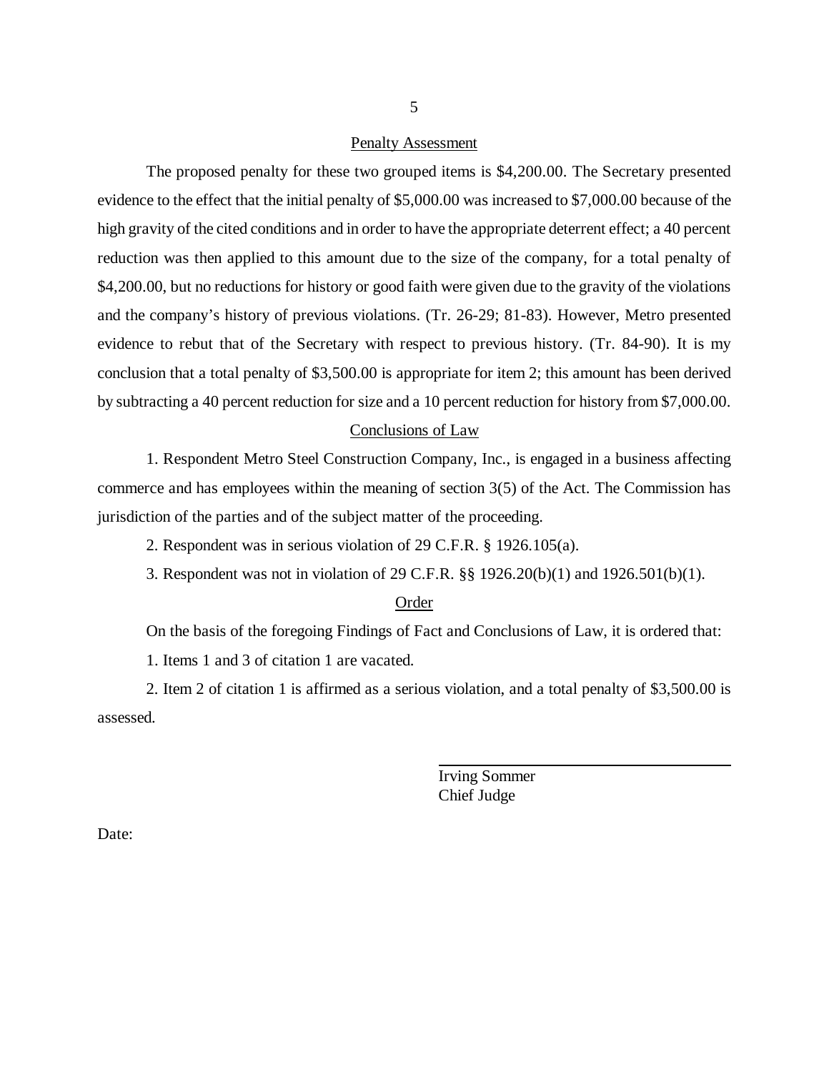## Penalty Assessment

The proposed penalty for these two grouped items is $4,200.00. The Secretary presented evidence to the effect that the initial penalty of $5,000.00 was increased to $7,000.00 because of the high gravity of the cited conditions and in order to have the appropriate deterrent effect; a 40 percent reduction was then applied to this amount due to the size of the company, for a total penalty of $4,200.00, but no reductions for history or good faith were given due to the gravity of the violations and the company's history of previous violations. (Tr. 26-29; 81-83). However, Metro presented evidence to rebut that of the Secretary with respect to previous history. (Tr. 84-90). It is my conclusion that a total penalty of $3,500.00 is appropriate for item 2; this amount has been derived by subtracting a 40 percent reduction for size and a 10 percent reduction for history from $7,000.00.

## Conclusions of Law

1. Respondent Metro Steel Construction Company, Inc., is engaged in a business affecting commerce and has employees within the meaning of section 3(5) of the Act. The Commission has jurisdiction of the parties and of the subject matter of the proceeding.

2. Respondent was in serious violation of 29 C.F.R. § 1926.105(a).

3. Respondent was not in violation of 29 C.F.R. §§ 1926.20(b)(1) and 1926.501(b)(1).

## Order

On the basis of the foregoing Findings of Fact and Conclusions of Law, it is ordered that:

1. Items 1 and 3 of citation 1 are vacated.

2. Item 2 of citation 1 is affirmed as a serious violation, and a total penalty of $3,500.00 is assessed.

Irving Sommer
Chief Judge

Date: